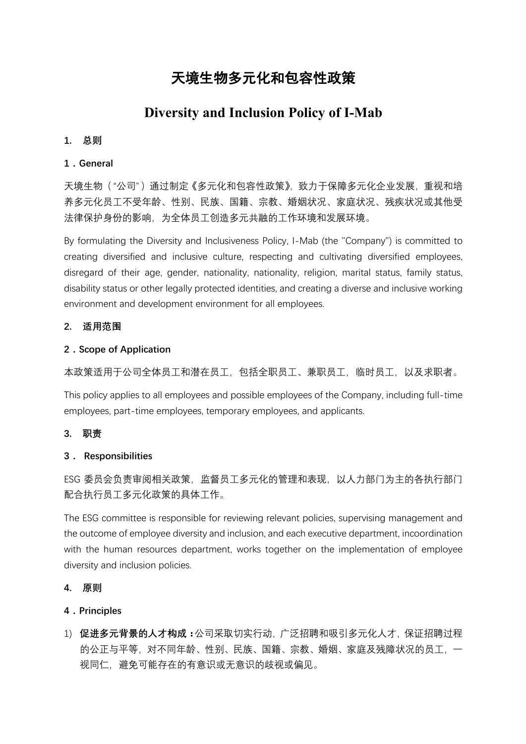# 天境生物多元化和包容性政策

# Diversity and Inclusion Policy of I-Mab

## 1. 总则

## 1．General

天境生物（“公司”）通过制定《多元化和包容性政策》，致力于保障多元化企业发展，重视和培养多元化员工不受年龄、性别、民族、国籍、宗教、婚姻状况、家庭状况、残疾状况或其他受法律保护身份的影响，为全体员工创造多元共融的工作环境和发展环境。

By formulating the Diversity and Inclusiveness Policy, I-Mab (the "Company") is committed to creating diversified and inclusive culture, respecting and cultivating diversified employees, disregard of their age, gender, nationality, nationality, religion, marital status, family status, disability status or other legally protected identities, and creating a diverse and inclusive working environment and development environment for all employees.

## 2. 适用范围

## 2．Scope of Application

本政策适用于公司全体员工和潜在员工，包括全职员工、兼职员工，临时员工，以及求职者。

This policy applies to all employees and possible employees of the Company, including full-time employees, part-time employees, temporary employees, and applicants.

## 3. 职责

## 3． Responsibilities

ESG 委员会负责审阅相关政策，监督员工多元化的管理和表现，以人力部门为主的各执行部门配合执行员工多元化政策的具体工作。

The ESG committee is responsible for reviewing relevant policies, supervising management and the outcome of employee diversity and inclusion, and each executive department, incoordination with the human resources department, works together on the implementation of employee diversity and inclusion policies.

## 4. 原则

## 4．Principles

1) **促进多元背景的人才构成：**公司采取切实行动，广泛招聘和吸引多元化人才，保证招聘过程的公正与平等，对不同年龄、性别、民族、国籍、宗教、婚姻、家庭及残障状况的员工，一视同仁，避免可能存在的有意识或无意识的歧视或偏见。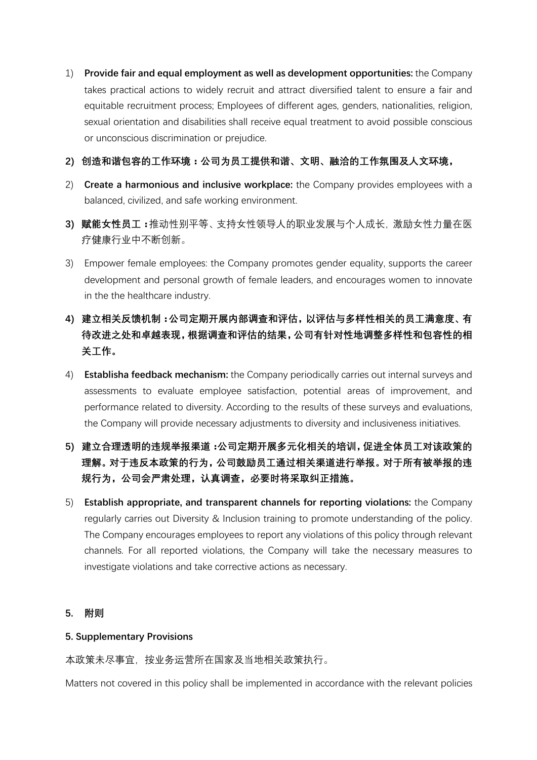1) **Provide fair and equal employment as well as development opportunities:** the Company takes practical actions to widely recruit and attract diversified talent to ensure a fair and equitable recruitment process; Employees of different ages, genders, nationalities, religion, sexual orientation and disabilities shall receive equal treatment to avoid possible conscious or unconscious discrimination or prejudice.

**2) 创造和谐包容的工作环境：公司为员工提供和谐、文明、融洽的工作氛围及人文环境，**

2) **Create a harmonious and inclusive workplace:** the Company provides employees with a balanced, civilized, and safe working environment.

3) **赋能女性员工：**推动性别平等、支持女性领导人的职业发展与个人成长，激励女性力量在医疗健康行业中不断创新。

3) Empower female employees: the Company promotes gender equality, supports the career development and personal growth of female leaders, and encourages women to innovate in the the healthcare industry.

**4) 建立相关反馈机制：公司定期开展内部调查和评估，以评估与多样性相关的员工满意度、有待改进之处和卓越表现，根据调查和评估的结果，公司有针对性地调整多样性和包容性的相关工作。**

4) **Establisha feedback mechanism:** the Company periodically carries out internal surveys and assessments to evaluate employee satisfaction, potential areas of improvement, and performance related to diversity. According to the results of these surveys and evaluations, the Company will provide necessary adjustments to diversity and inclusiveness initiatives.

**5) 建立合理透明的违规举报渠道：公司定期开展多元化相关的培训，促进全体员工对该政策的理解。对于违反本政策的行为，公司鼓励员工通过相关渠道进行举报。对于所有被举报的违规行为，公司会严肃处理，认真调查，必要时将采取纠正措施。**

5) **Establish appropriate, and transparent channels for reporting violations:** the Company regularly carries out Diversity & Inclusion training to promote understanding of the policy. The Company encourages employees to report any violations of this policy through relevant channels. For all reported violations, the Company will take the necessary measures to investigate violations and take corrective actions as necessary.

## 5. 附则

## 5. Supplementary Provisions

本政策未尽事宜，按业务运营所在国家及当地相关政策执行。

Matters not covered in this policy shall be implemented in accordance with the relevant policies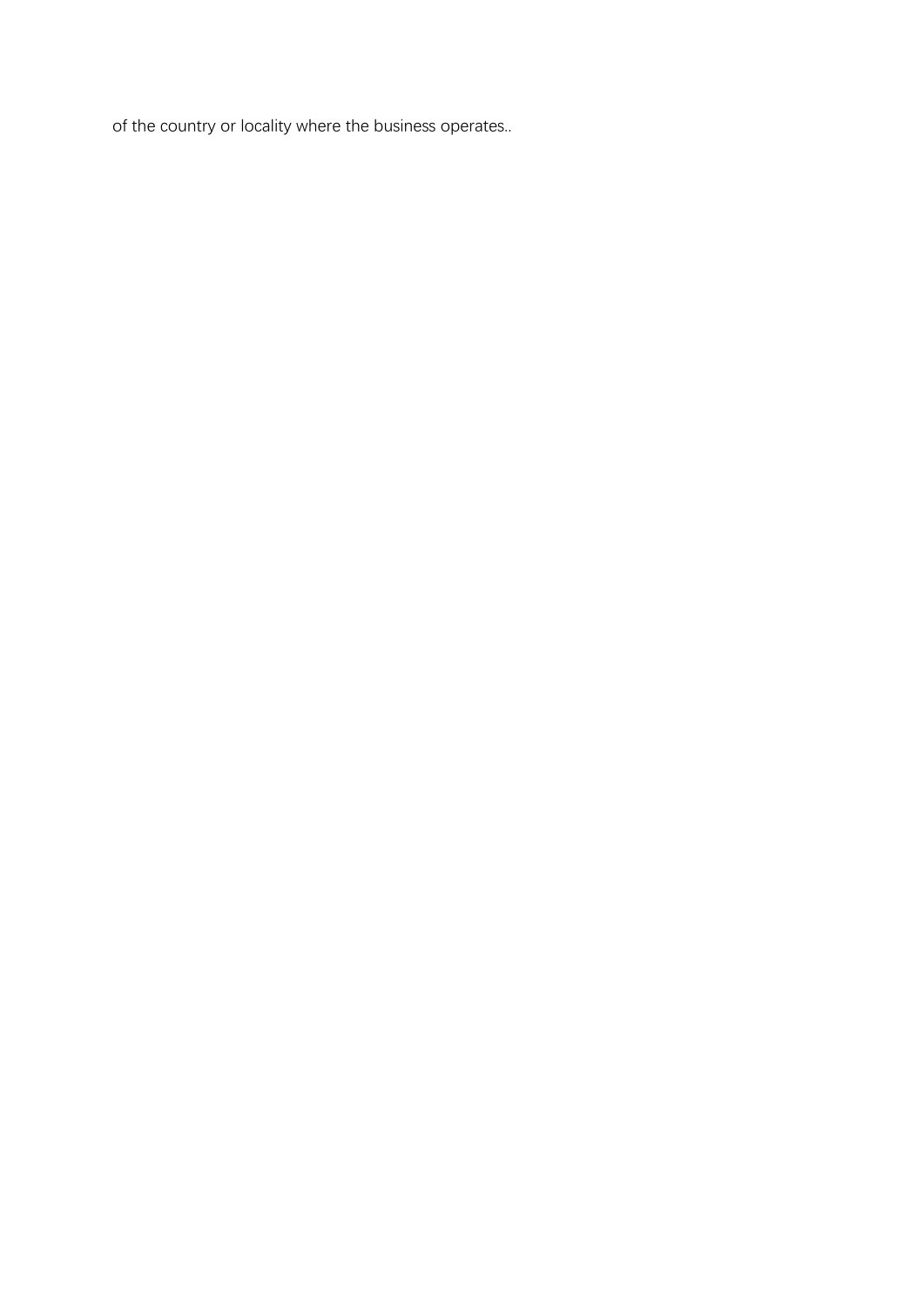of the country or locality where the business operates..